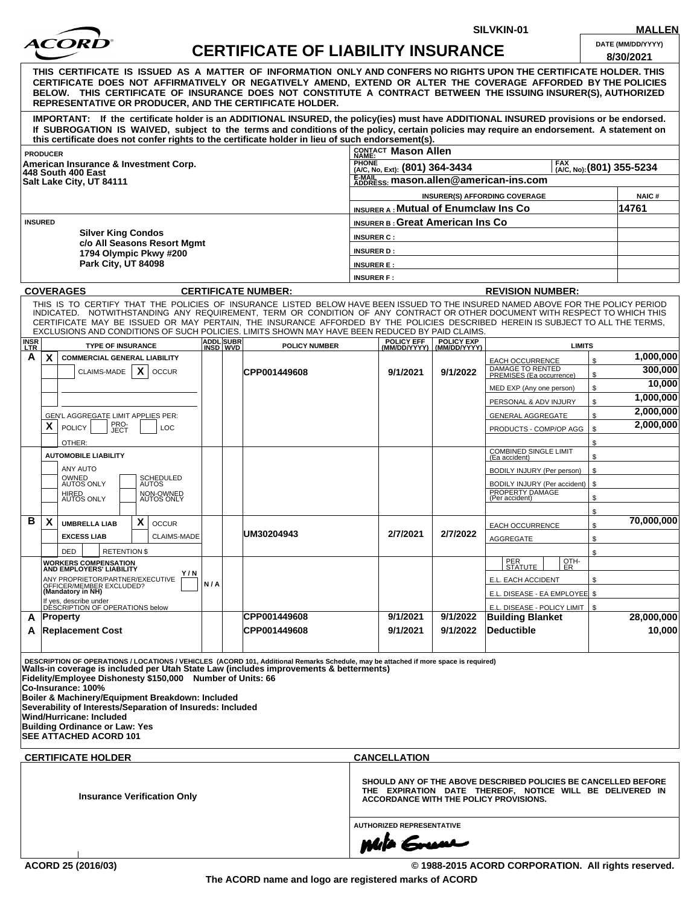SILVKIN-01 | MALLEN

# CERTIFICATE OF LIABILITY INSURANCE

DATE (MM/DD/YYYY): **8/30/2021**

**THIS CERTIFICATE IS ISSUED AS A MATTER OF INFORMATION ONLY AND CONFERS NO RIGHTS UPON THE CERTIFICATE HOLDER. THIS CERTIFICATE DOES NOT AFFIRMATIVELY OR NEGATIVELY AMEND, EXTEND OR ALTER THE COVERAGE AFFORDED BY THE POLICIES BELOW. THIS CERTIFICATE OF INSURANCE DOES NOT CONSTITUTE A CONTRACT BETWEEN THE ISSUING INSURER(S), AUTHORIZED REPRESENTATIVE OR PRODUCER, AND THE CERTIFICATE HOLDER.**

**IMPORTANT: If the certificate holder is an ADDITIONAL INSURED, the policy(ies) must have ADDITIONAL INSURED provisions or be endorsed. If SUBROGATION IS WAIVED, subject to the terms and conditions of the policy, certain policies may require an endorsement. A statement on this certificate does not confer rights to the certificate holder in lieu of such endorsement(s).**

**PRODUCER**
American Insurance & Investment Corp.
448 South 400 East
Salt Lake City, UT 84111

CONTACT NAME: **Mason Allen**
PHONE (A/C, No, Ext): **(801) 364-3434**
FAX (A/C, No): **(801) 355-5234**
E-MAIL ADDRESS: **mason.allen@american-ins.com**

| INSURER(S) AFFORDING COVERAGE | NAIC # |
|---|---|
| INSURER A : Mutual of Enumclaw Ins Co | 14761 |
| INSURER B : Great American Ins Co | |
| INSURER C : | |
| INSURER D : | |
| INSURER E : | |
| INSURER F : | |

**INSURED**
Silver King Condos
c/o All Seasons Resort Mgmt
1794 Olympic Pkwy #200
Park City, UT 84098

**COVERAGES** — **CERTIFICATE NUMBER:** — **REVISION NUMBER:**

THIS IS TO CERTIFY THAT THE POLICIES OF INSURANCE LISTED BELOW HAVE BEEN ISSUED TO THE INSURED NAMED ABOVE FOR THE POLICY PERIOD INDICATED. NOTWITHSTANDING ANY REQUIREMENT, TERM OR CONDITION OF ANY CONTRACT OR OTHER DOCUMENT WITH RESPECT TO WHICH THIS CERTIFICATE MAY BE ISSUED OR MAY PERTAIN, THE INSURANCE AFFORDED BY THE POLICIES DESCRIBED HEREIN IS SUBJECT TO ALL THE TERMS, EXCLUSIONS AND CONDITIONS OF SUCH POLICIES. LIMITS SHOWN MAY HAVE BEEN REDUCED BY PAID CLAIMS.

| INSR LTR | TYPE OF INSURANCE | ADDL INSD | SUBR WVD | POLICY NUMBER | POLICY EFF (MM/DD/YYYY) | POLICY EXP (MM/DD/YYYY) | LIMITS | |
|---|---|---|---|---|---|---|---|---|
| A | X COMMERCIAL GENERAL LIABILITY | | | CPP001449608 | 9/1/2021 | 9/1/2022 | EACH OCCURRENCE | $ 1,000,000 |
| | CLAIMS-MADE [X] OCCUR | | | | | | DAMAGE TO RENTED PREMISES (Ea occurrence) | $ 300,000 |
| | | | | | | | MED EXP (Any one person) | $ 10,000 |
| | | | | | | | PERSONAL & ADV INJURY | $ 1,000,000 |
| | GEN'L AGGREGATE LIMIT APPLIES PER: | | | | | | GENERAL AGGREGATE | $ 2,000,000 |
| | [X] POLICY [ ] PRO-JECT [ ] LOC | | | | | | PRODUCTS - COMP/OP AGG | $ 2,000,000 |
| | OTHER: | | | | | | | $ |
| | AUTOMOBILE LIABILITY | | | | | | COMBINED SINGLE LIMIT (Ea accident) | $ |
| | ANY AUTO | | | | | | BODILY INJURY (Per person) | $ |
| | OWNED AUTOS ONLY / SCHEDULED AUTOS | | | | | | BODILY INJURY (Per accident) | $ |
| | HIRED AUTOS ONLY / NON-OWNED AUTOS ONLY | | | | | | PROPERTY DAMAGE (Per accident) | $ |
| | | | | | | | | $ |
| B | X UMBRELLA LIAB [X] OCCUR | | | UM30204943 | 2/7/2021 | 2/7/2022 | EACH OCCURRENCE | $ 70,000,000 |
| | EXCESS LIAB [ ] CLAIMS-MADE | | | | | | AGGREGATE | $ |
| | DED [ ] RETENTION $ | | | | | | | $ |
| | WORKERS COMPENSATION AND EMPLOYERS' LIABILITY Y/N | | | | | | PER STATUTE / OTH-ER | |
| | ANY PROPRIETOR/PARTNER/EXECUTIVE OFFICER/MEMBER EXCLUDED? (Mandatory in NH) | N/A | | | | | E.L. EACH ACCIDENT | $ |
| | If yes, describe under DESCRIPTION OF OPERATIONS below | | | | | | E.L. DISEASE - EA EMPLOYEE | $ |
| | | | | | | | E.L. DISEASE - POLICY LIMIT | $ |
| A | Property | | | CPP001449608 | 9/1/2021 | 9/1/2022 | Building Blanket | 28,000,000 |
| A | Replacement Cost | | | CPP001449608 | 9/1/2021 | 9/1/2022 | Deductible | 10,000 |

**DESCRIPTION OF OPERATIONS / LOCATIONS / VEHICLES** (ACORD 101, Additional Remarks Schedule, may be attached if more space is required)

**Walls-in coverage is included per Utah State Law (includes improvements & betterments)**
**Fidelity/Employee Dishonesty $150,000 Number of Units: 66**
**Co-Insurance: 100%**
**Boiler & Machinery/Equipment Breakdown: Included**
**Severability of Interests/Separation of Insureds: Included**
**Wind/Hurricane: Included**
**Building Ordinance or Law: Yes**
**SEE ATTACHED ACORD 101**

| CERTIFICATE HOLDER | CANCELLATION |
|---|---|
| Insurance Verification Only | SHOULD ANY OF THE ABOVE DESCRIBED POLICIES BE CANCELLED BEFORE THE EXPIRATION DATE THEREOF, NOTICE WILL BE DELIVERED IN ACCORDANCE WITH THE POLICY PROVISIONS. |
| | AUTHORIZED REPRESENTATIVE |

ACORD 25 (2016/03) — © 1988-2015 ACORD CORPORATION. All rights reserved.

The ACORD name and logo are registered marks of ACORD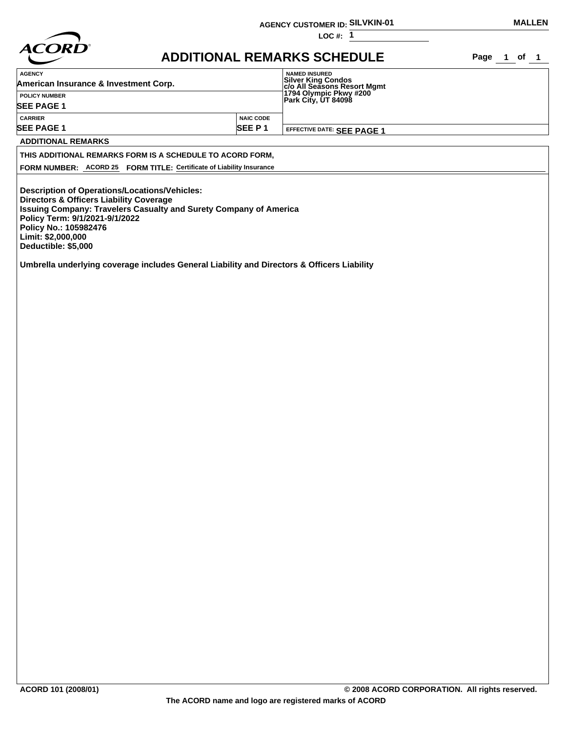AGENCY CUSTOMER ID: SILVKIN-01

LOC #: 1

MALLEN

ACORD

# ADDITIONAL REMARKS SCHEDULE

| AGENCY | | NAMED INSURED |
|---|---|---|
| American Insurance & Investment Corp. | | Silver King Condos<br>c/o All Seasons Resort Mgmt<br>1794 Olympic Pkwy #200<br>Park City, UT 84098 |
| POLICY NUMBER<br>SEE PAGE 1 | | |
| CARRIER<br>SEE PAGE 1 | NAIC CODE<br>SEE P 1 | EFFECTIVE DATE: SEE PAGE 1 |

## ADDITIONAL REMARKS

THIS ADDITIONAL REMARKS FORM IS A SCHEDULE TO ACORD FORM,

FORM NUMBER: ACORD 25 FORM TITLE: Certificate of Liability Insurance

**Description of Operations/Locations/Vehicles:**
**Directors & Officers Liability Coverage**
**Issuing Company: Travelers Casualty and Surety Company of America**
**Policy Term: 9/1/2021-9/1/2022**
**Policy No.: 105982476**
**Limit: $2,000,000**
**Deductible: $5,000**

**Umbrella underlying coverage includes General Liability and Directors & Officers Liability**

ACORD 101 (2008/01) © 2008 ACORD CORPORATION. All rights reserved.

The ACORD name and logo are registered marks of ACORD